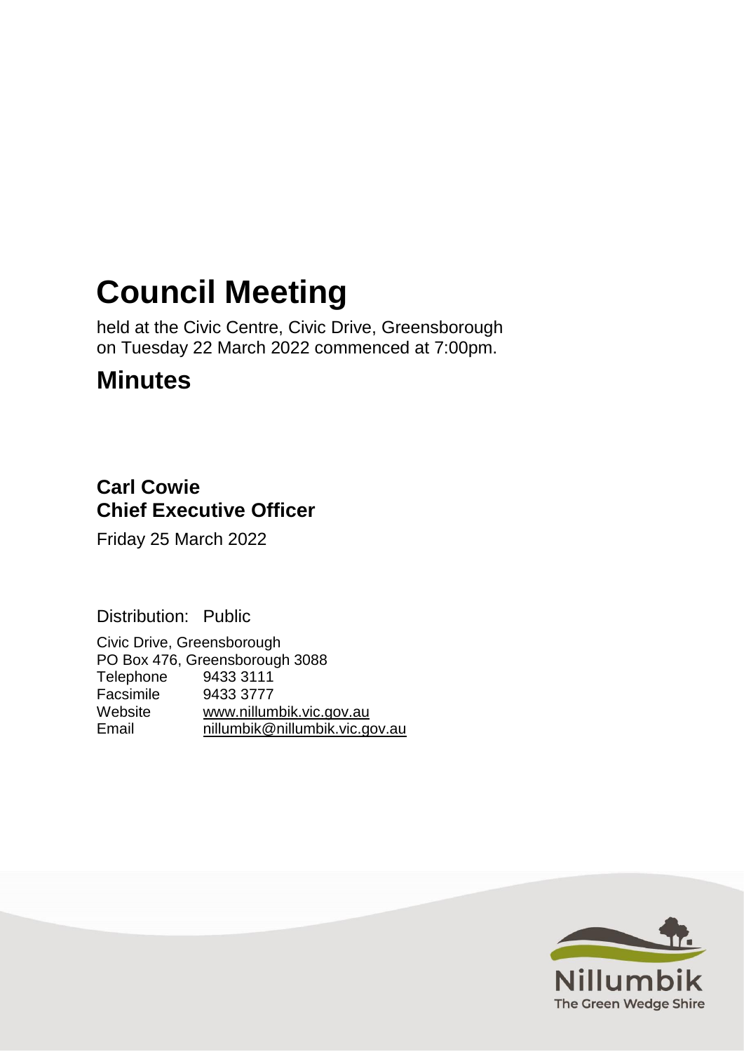# Council Meeting

held at the Civic Centre, Civic Drive, Greensborough on Tuesday 22 March 2022 commenced at 7:00pm.

## Minutes

### Carl Cowie
### Chief Executive Officer

Friday 25 March 2022

Distribution: Public

Civic Drive, Greensborough
PO Box 476, Greensborough 3088

| | |
|---|---|
| Telephone | 9433 3111 |
| Facsimile | 9433 3777 |
| Website | www.nillumbik.vic.gov.au |
| Email | nillumbik@nillumbik.vic.gov.au |

Nillumbik
The Green Wedge Shire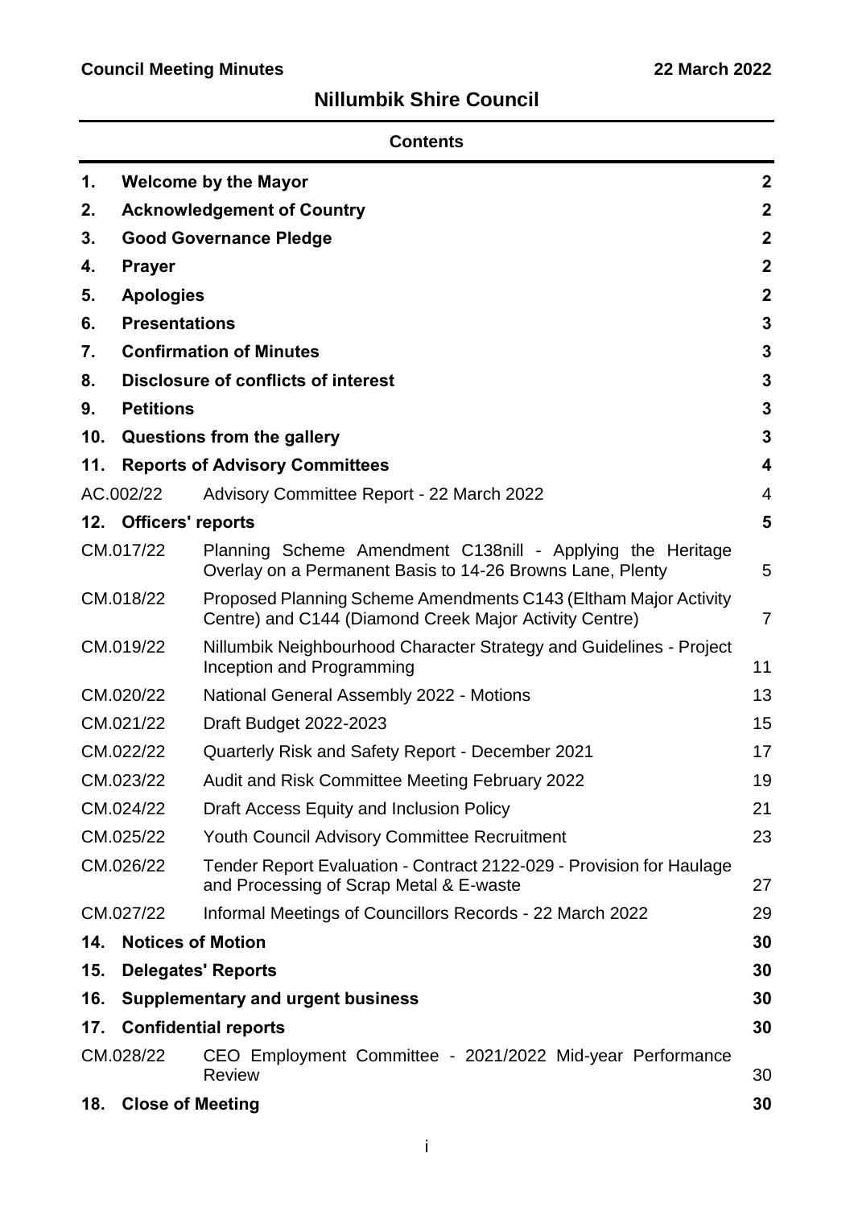**Council Meeting Minutes** **22 March 2022**

## Nillumbik Shire Council

### Contents

| | | |
|---|---|---|
| **1.** | **Welcome by the Mayor** | **2** |
| **2.** | **Acknowledgement of Country** | **2** |
| **3.** | **Good Governance Pledge** | **2** |
| **4.** | **Prayer** | **2** |
| **5.** | **Apologies** | **2** |
| **6.** | **Presentations** | **3** |
| **7.** | **Confirmation of Minutes** | **3** |
| **8.** | **Disclosure of conflicts of interest** | **3** |
| **9.** | **Petitions** | **3** |
| **10.** | **Questions from the gallery** | **3** |
| **11.** | **Reports of Advisory Committees** | **4** |
| AC.002/22 | Advisory Committee Report - 22 March 2022 | 4 |
| **12.** | **Officers' reports** | **5** |
| CM.017/22 | Planning Scheme Amendment C138nill - Applying the Heritage Overlay on a Permanent Basis to 14-26 Browns Lane, Plenty | 5 |
| CM.018/22 | Proposed Planning Scheme Amendments C143 (Eltham Major Activity Centre) and C144 (Diamond Creek Major Activity Centre) | 7 |
| CM.019/22 | Nillumbik Neighbourhood Character Strategy and Guidelines - Project Inception and Programming | 11 |
| CM.020/22 | National General Assembly 2022 - Motions | 13 |
| CM.021/22 | Draft Budget 2022-2023 | 15 |
| CM.022/22 | Quarterly Risk and Safety Report - December 2021 | 17 |
| CM.023/22 | Audit and Risk Committee Meeting February 2022 | 19 |
| CM.024/22 | Draft Access Equity and Inclusion Policy | 21 |
| CM.025/22 | Youth Council Advisory Committee Recruitment | 23 |
| CM.026/22 | Tender Report Evaluation - Contract 2122-029 - Provision for Haulage and Processing of Scrap Metal & E-waste | 27 |
| CM.027/22 | Informal Meetings of Councillors Records - 22 March 2022 | 29 |
| **14.** | **Notices of Motion** | **30** |
| **15.** | **Delegates' Reports** | **30** |
| **16.** | **Supplementary and urgent business** | **30** |
| **17.** | **Confidential reports** | **30** |
| CM.028/22 | CEO Employment Committee - 2021/2022 Mid-year Performance Review | 30 |
| **18.** | **Close of Meeting** | **30** |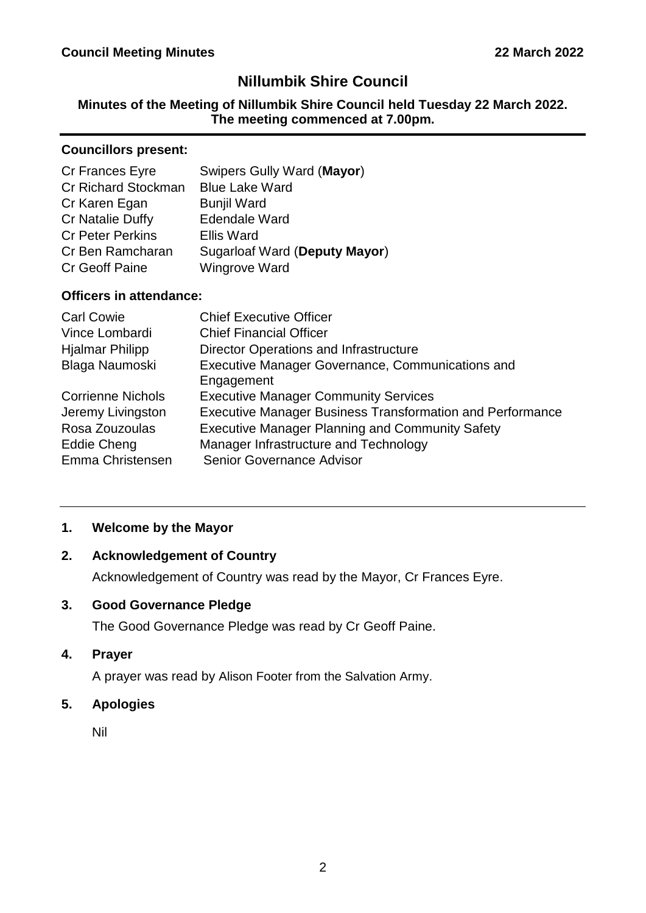# Nillumbik Shire Council

**Minutes of the Meeting of Nillumbik Shire Council held Tuesday 22 March 2022. The meeting commenced at 7.00pm.**

---

**Councillors present:**

| | |
|---|---|
| Cr Frances Eyre | Swipers Gully Ward (**Mayor**) |
| Cr Richard Stockman | Blue Lake Ward |
| Cr Karen Egan | Bunjil Ward |
| Cr Natalie Duffy | Edendale Ward |
| Cr Peter Perkins | Ellis Ward |
| Cr Ben Ramcharan | Sugarloaf Ward (**Deputy Mayor**) |
| Cr Geoff Paine | Wingrove Ward |

**Officers in attendance:**

| | |
|---|---|
| Carl Cowie | Chief Executive Officer |
| Vince Lombardi | Chief Financial Officer |
| Hjalmar Philipp | Director Operations and Infrastructure |
| Blaga Naumoski | Executive Manager Governance, Communications and Engagement |
| Corrienne Nichols | Executive Manager Community Services |
| Jeremy Livingston | Executive Manager Business Transformation and Performance |
| Rosa Zouzoulas | Executive Manager Planning and Community Safety |
| Eddie Cheng | Manager Infrastructure and Technology |
| Emma Christensen | Senior Governance Advisor |

---

## 1. Welcome by the Mayor

## 2. Acknowledgement of Country

Acknowledgement of Country was read by the Mayor, Cr Frances Eyre.

## 3. Good Governance Pledge

The Good Governance Pledge was read by Cr Geoff Paine.

## 4. Prayer

A prayer was read by Alison Footer from the Salvation Army.

## 5. Apologies

Nil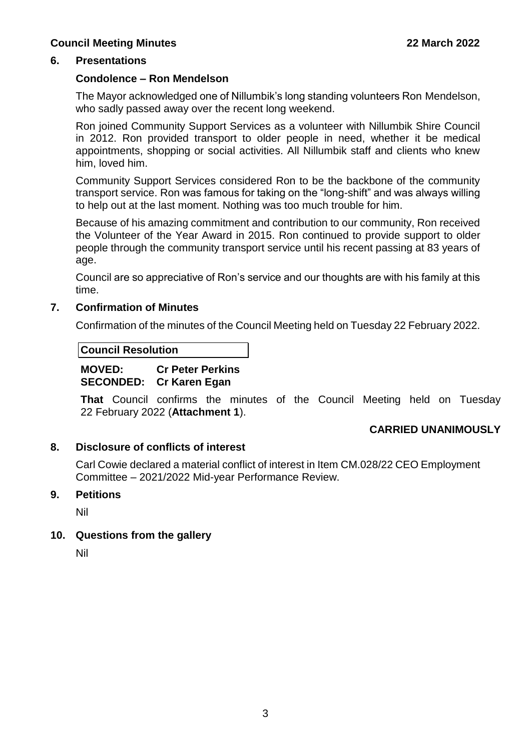## 6. Presentations

### Condolence – Ron Mendelson

The Mayor acknowledged one of Nillumbik's long standing volunteers Ron Mendelson, who sadly passed away over the recent long weekend.

Ron joined Community Support Services as a volunteer with Nillumbik Shire Council in 2012. Ron provided transport to older people in need, whether it be medical appointments, shopping or social activities. All Nillumbik staff and clients who knew him, loved him.

Community Support Services considered Ron to be the backbone of the community transport service. Ron was famous for taking on the "long-shift" and was always willing to help out at the last moment. Nothing was too much trouble for him.

Because of his amazing commitment and contribution to our community, Ron received the Volunteer of the Year Award in 2015. Ron continued to provide support to older people through the community transport service until his recent passing at 83 years of age.

Council are so appreciative of Ron's service and our thoughts are with his family at this time.

## 7. Confirmation of Minutes

Confirmation of the minutes of the Council Meeting held on Tuesday 22 February 2022.

**Council Resolution**

**MOVED: Cr Peter Perkins**
**SECONDED: Cr Karen Egan**

**That** Council confirms the minutes of the Council Meeting held on Tuesday 22 February 2022 (**Attachment 1**).

**CARRIED UNANIMOUSLY**

## 8. Disclosure of conflicts of interest

Carl Cowie declared a material conflict of interest in Item CM.028/22 CEO Employment Committee – 2021/2022 Mid-year Performance Review.

## 9. Petitions

Nil

## 10. Questions from the gallery

Nil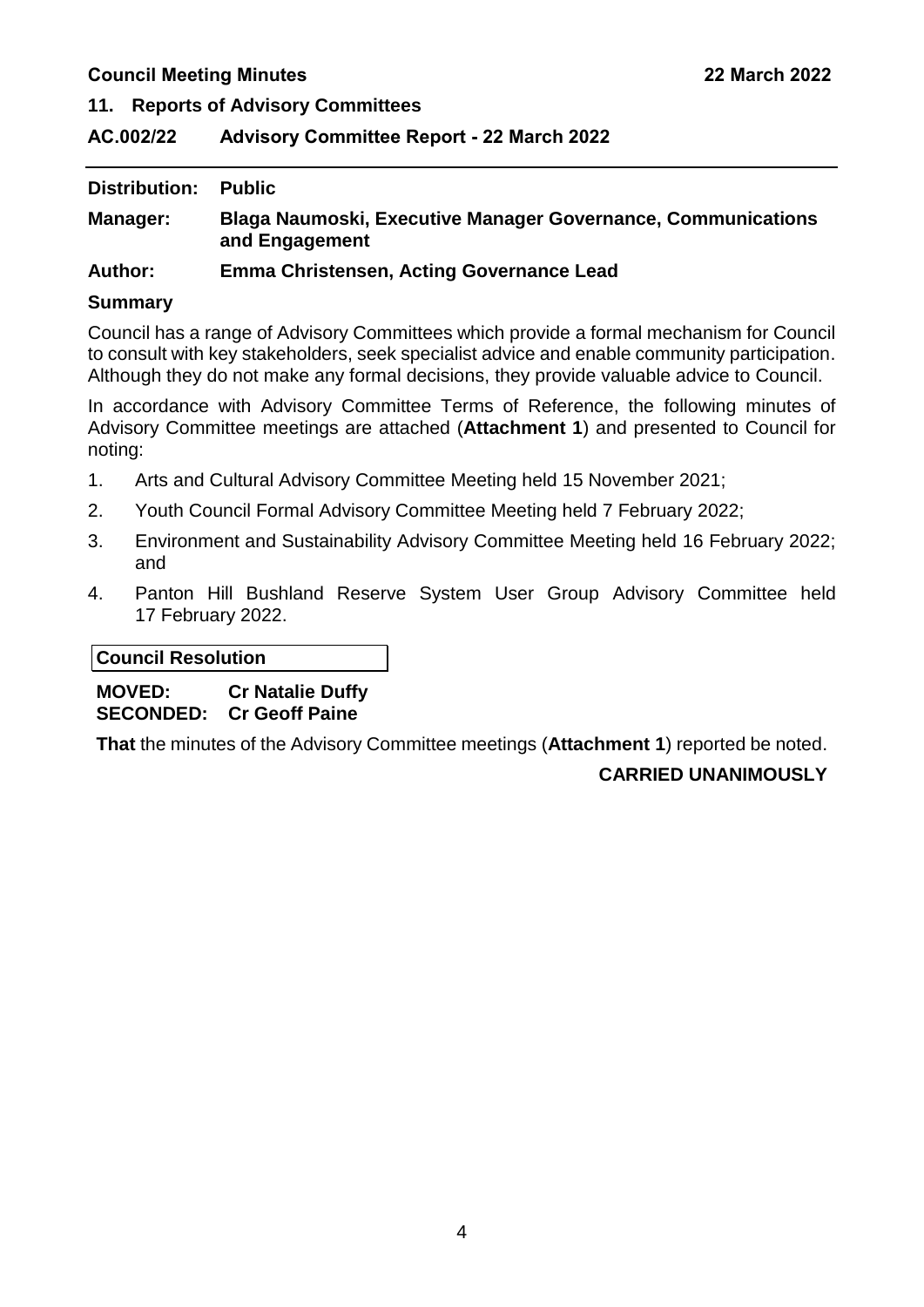## 11. Reports of Advisory Committees

### AC.002/22 Advisory Committee Report - 22 March 2022

**Distribution:** **Public**

**Manager:** **Blaga Naumoski, Executive Manager Governance, Communications and Engagement**

**Author:** **Emma Christensen, Acting Governance Lead**

**Summary**

Council has a range of Advisory Committees which provide a formal mechanism for Council to consult with key stakeholders, seek specialist advice and enable community participation. Although they do not make any formal decisions, they provide valuable advice to Council.

In accordance with Advisory Committee Terms of Reference, the following minutes of Advisory Committee meetings are attached (**Attachment 1**) and presented to Council for noting:

1. Arts and Cultural Advisory Committee Meeting held 15 November 2021;
2. Youth Council Formal Advisory Committee Meeting held 7 February 2022;
3. Environment and Sustainability Advisory Committee Meeting held 16 February 2022; and
4. Panton Hill Bushland Reserve System User Group Advisory Committee held 17 February 2022.

**Council Resolution**

**MOVED:** **Cr Natalie Duffy**
**SECONDED:** **Cr Geoff Paine**

**That** the minutes of the Advisory Committee meetings (**Attachment 1**) reported be noted.

**CARRIED UNANIMOUSLY**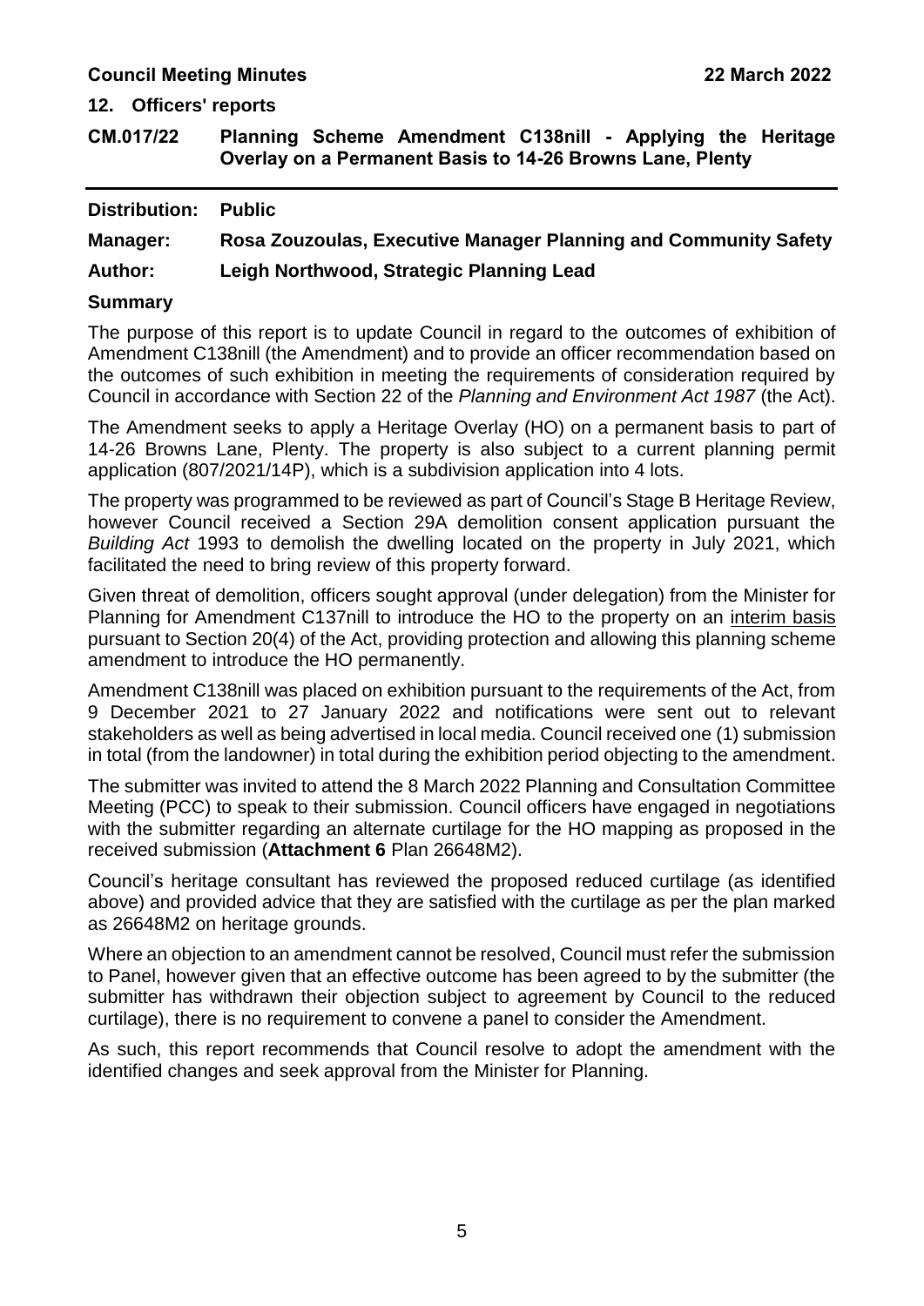## 12. Officers' reports

### CM.017/22 Planning Scheme Amendment C138nill - Applying the Heritage Overlay on a Permanent Basis to 14-26 Browns Lane, Plenty

**Distribution:** **Public**

**Manager:** **Rosa Zouzoulas, Executive Manager Planning and Community Safety**

**Author:** **Leigh Northwood, Strategic Planning Lead**

### Summary

The purpose of this report is to update Council in regard to the outcomes of exhibition of Amendment C138nill (the Amendment) and to provide an officer recommendation based on the outcomes of such exhibition in meeting the requirements of consideration required by Council in accordance with Section 22 of the *Planning and Environment Act 1987* (the Act).

The Amendment seeks to apply a Heritage Overlay (HO) on a permanent basis to part of 14-26 Browns Lane, Plenty. The property is also subject to a current planning permit application (807/2021/14P), which is a subdivision application into 4 lots.

The property was programmed to be reviewed as part of Council's Stage B Heritage Review, however Council received a Section 29A demolition consent application pursuant the *Building Act* 1993 to demolish the dwelling located on the property in July 2021, which facilitated the need to bring review of this property forward.

Given threat of demolition, officers sought approval (under delegation) from the Minister for Planning for Amendment C137nill to introduce the HO to the property on an interim basis pursuant to Section 20(4) of the Act, providing protection and allowing this planning scheme amendment to introduce the HO permanently.

Amendment C138nill was placed on exhibition pursuant to the requirements of the Act, from 9 December 2021 to 27 January 2022 and notifications were sent out to relevant stakeholders as well as being advertised in local media. Council received one (1) submission in total (from the landowner) in total during the exhibition period objecting to the amendment.

The submitter was invited to attend the 8 March 2022 Planning and Consultation Committee Meeting (PCC) to speak to their submission. Council officers have engaged in negotiations with the submitter regarding an alternate curtilage for the HO mapping as proposed in the received submission (**Attachment 6** Plan 26648M2).

Council's heritage consultant has reviewed the proposed reduced curtilage (as identified above) and provided advice that they are satisfied with the curtilage as per the plan marked as 26648M2 on heritage grounds.

Where an objection to an amendment cannot be resolved, Council must refer the submission to Panel, however given that an effective outcome has been agreed to by the submitter (the submitter has withdrawn their objection subject to agreement by Council to the reduced curtilage), there is no requirement to convene a panel to consider the Amendment.

As such, this report recommends that Council resolve to adopt the amendment with the identified changes and seek approval from the Minister for Planning.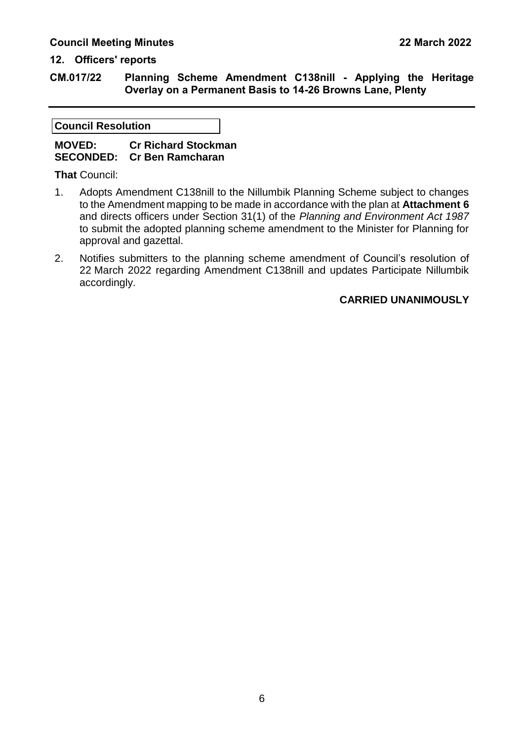## 12. Officers' reports

### CM.017/22 Planning Scheme Amendment C138nill - Applying the Heritage Overlay on a Permanent Basis to 14-26 Browns Lane, Plenty

**Council Resolution**

**MOVED:** **Cr Richard Stockman**
**SECONDED:** **Cr Ben Ramcharan**

**That** Council:

1. Adopts Amendment C138nill to the Nillumbik Planning Scheme subject to changes to the Amendment mapping to be made in accordance with the plan at **Attachment 6** and directs officers under Section 31(1) of the *Planning and Environment Act 1987* to submit the adopted planning scheme amendment to the Minister for Planning for approval and gazettal.

2. Notifies submitters to the planning scheme amendment of Council's resolution of 22 March 2022 regarding Amendment C138nill and updates Participate Nillumbik accordingly.

**CARRIED UNANIMOUSLY**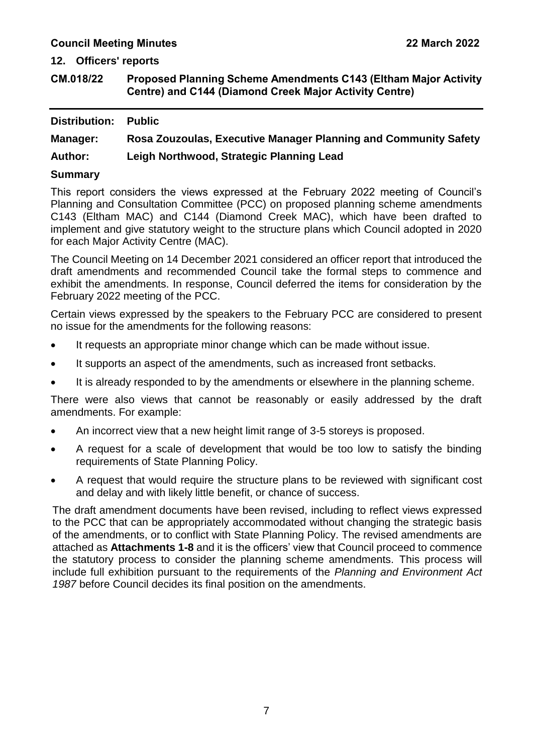## 12. Officers' reports

### CM.018/22 Proposed Planning Scheme Amendments C143 (Eltham Major Activity Centre) and C144 (Diamond Creek Major Activity Centre)

**Distribution:** **Public**

**Manager:** **Rosa Zouzoulas, Executive Manager Planning and Community Safety**

**Author:** **Leigh Northwood, Strategic Planning Lead**

### Summary

This report considers the views expressed at the February 2022 meeting of Council's Planning and Consultation Committee (PCC) on proposed planning scheme amendments C143 (Eltham MAC) and C144 (Diamond Creek MAC), which have been drafted to implement and give statutory weight to the structure plans which Council adopted in 2020 for each Major Activity Centre (MAC).

The Council Meeting on 14 December 2021 considered an officer report that introduced the draft amendments and recommended Council take the formal steps to commence and exhibit the amendments. In response, Council deferred the items for consideration by the February 2022 meeting of the PCC.

Certain views expressed by the speakers to the February PCC are considered to present no issue for the amendments for the following reasons:

- It requests an appropriate minor change which can be made without issue.
- It supports an aspect of the amendments, such as increased front setbacks.
- It is already responded to by the amendments or elsewhere in the planning scheme.

There were also views that cannot be reasonably or easily addressed by the draft amendments. For example:

- An incorrect view that a new height limit range of 3-5 storeys is proposed.
- A request for a scale of development that would be too low to satisfy the binding requirements of State Planning Policy.
- A request that would require the structure plans to be reviewed with significant cost and delay and with likely little benefit, or chance of success.

The draft amendment documents have been revised, including to reflect views expressed to the PCC that can be appropriately accommodated without changing the strategic basis of the amendments, or to conflict with State Planning Policy. The revised amendments are attached as **Attachments 1-8** and it is the officers' view that Council proceed to commence the statutory process to consider the planning scheme amendments. This process will include full exhibition pursuant to the requirements of the *Planning and Environment Act 1987* before Council decides its final position on the amendments.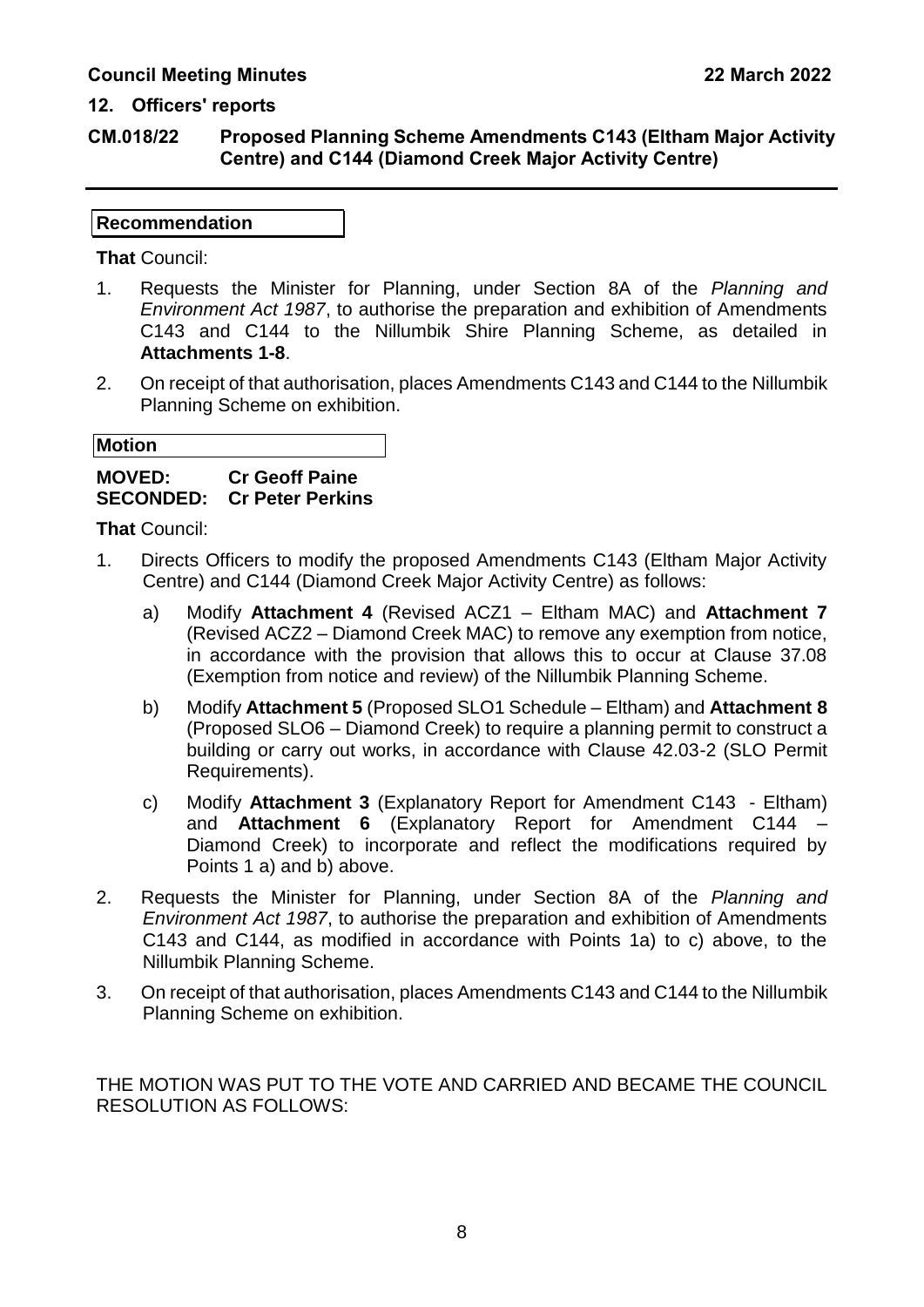## 12. Officers' reports

### CM.018/22 Proposed Planning Scheme Amendments C143 (Eltham Major Activity Centre) and C144 (Diamond Creek Major Activity Centre)

**Recommendation**

**That** Council:

1. Requests the Minister for Planning, under Section 8A of the *Planning and Environment Act 1987*, to authorise the preparation and exhibition of Amendments C143 and C144 to the Nillumbik Shire Planning Scheme, as detailed in **Attachments 1-8**.
2. On receipt of that authorisation, places Amendments C143 and C144 to the Nillumbik Planning Scheme on exhibition.

**Motion**

**MOVED: Cr Geoff Paine**
**SECONDED: Cr Peter Perkins**

**That** Council:

1. Directs Officers to modify the proposed Amendments C143 (Eltham Major Activity Centre) and C144 (Diamond Creek Major Activity Centre) as follows:
   a) Modify **Attachment 4** (Revised ACZ1 – Eltham MAC) and **Attachment 7** (Revised ACZ2 – Diamond Creek MAC) to remove any exemption from notice, in accordance with the provision that allows this to occur at Clause 37.08 (Exemption from notice and review) of the Nillumbik Planning Scheme.
   b) Modify **Attachment 5** (Proposed SLO1 Schedule – Eltham) and **Attachment 8** (Proposed SLO6 – Diamond Creek) to require a planning permit to construct a building or carry out works, in accordance with Clause 42.03-2 (SLO Permit Requirements).
   c) Modify **Attachment 3** (Explanatory Report for Amendment C143 - Eltham) and **Attachment 6** (Explanatory Report for Amendment C144 – Diamond Creek) to incorporate and reflect the modifications required by Points 1 a) and b) above.
2. Requests the Minister for Planning, under Section 8A of the *Planning and Environment Act 1987*, to authorise the preparation and exhibition of Amendments C143 and C144, as modified in accordance with Points 1a) to c) above, to the Nillumbik Planning Scheme.
3. On receipt of that authorisation, places Amendments C143 and C144 to the Nillumbik Planning Scheme on exhibition.

THE MOTION WAS PUT TO THE VOTE AND CARRIED AND BECAME THE COUNCIL RESOLUTION AS FOLLOWS: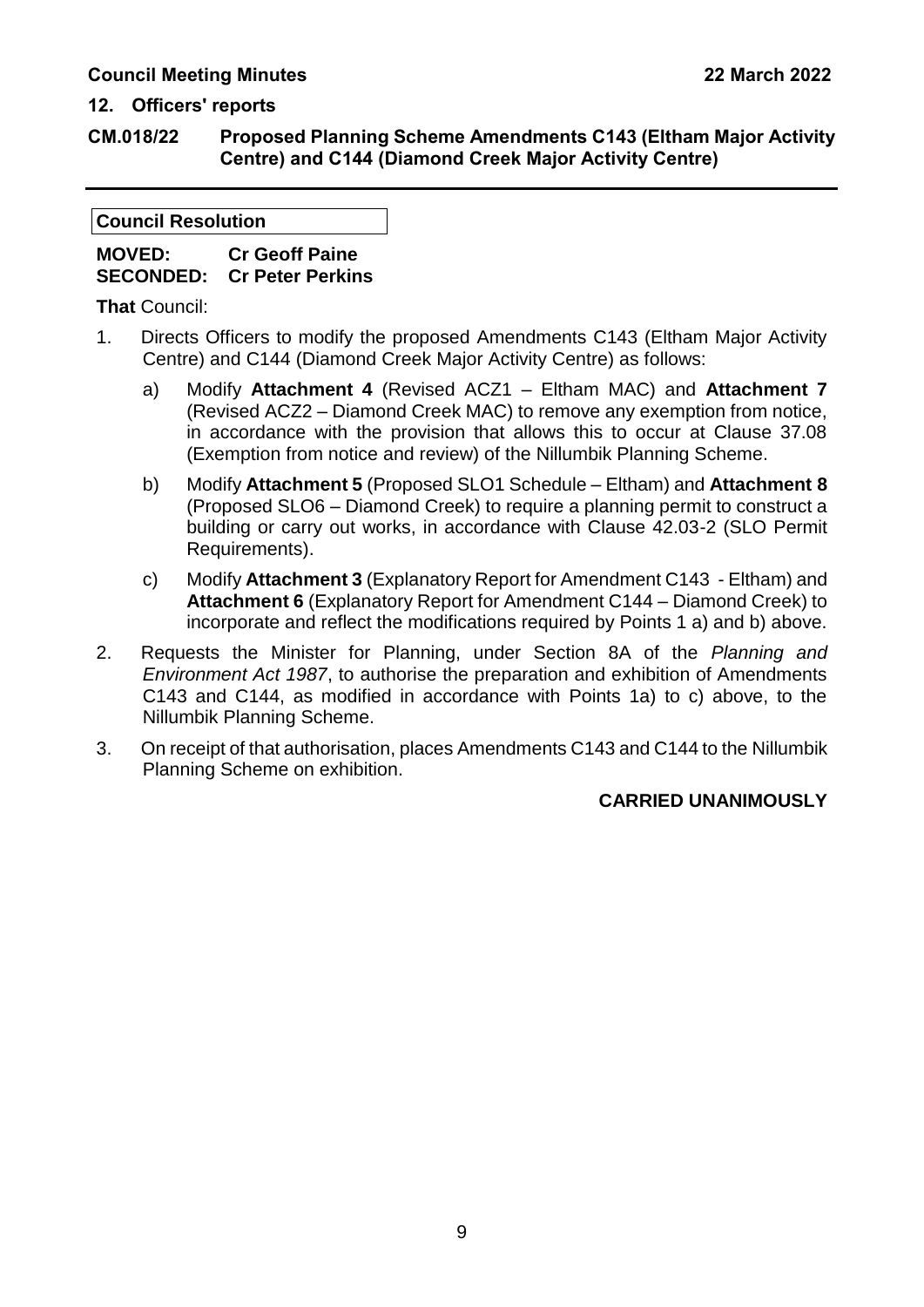## 12. Officers' reports

### CM.018/22 Proposed Planning Scheme Amendments C143 (Eltham Major Activity Centre) and C144 (Diamond Creek Major Activity Centre)

---

**Council Resolution**

**MOVED:** **Cr Geoff Paine**
**SECONDED:** **Cr Peter Perkins**

**That** Council:

1. Directs Officers to modify the proposed Amendments C143 (Eltham Major Activity Centre) and C144 (Diamond Creek Major Activity Centre) as follows:
   a) Modify **Attachment 4** (Revised ACZ1 – Eltham MAC) and **Attachment 7** (Revised ACZ2 – Diamond Creek MAC) to remove any exemption from notice, in accordance with the provision that allows this to occur at Clause 37.08 (Exemption from notice and review) of the Nillumbik Planning Scheme.
   b) Modify **Attachment 5** (Proposed SLO1 Schedule – Eltham) and **Attachment 8** (Proposed SLO6 – Diamond Creek) to require a planning permit to construct a building or carry out works, in accordance with Clause 42.03-2 (SLO Permit Requirements).
   c) Modify **Attachment 3** (Explanatory Report for Amendment C143 - Eltham) and **Attachment 6** (Explanatory Report for Amendment C144 – Diamond Creek) to incorporate and reflect the modifications required by Points 1 a) and b) above.
2. Requests the Minister for Planning, under Section 8A of the *Planning and Environment Act 1987*, to authorise the preparation and exhibition of Amendments C143 and C144, as modified in accordance with Points 1a) to c) above, to the Nillumbik Planning Scheme.
3. On receipt of that authorisation, places Amendments C143 and C144 to the Nillumbik Planning Scheme on exhibition.

**CARRIED UNANIMOUSLY**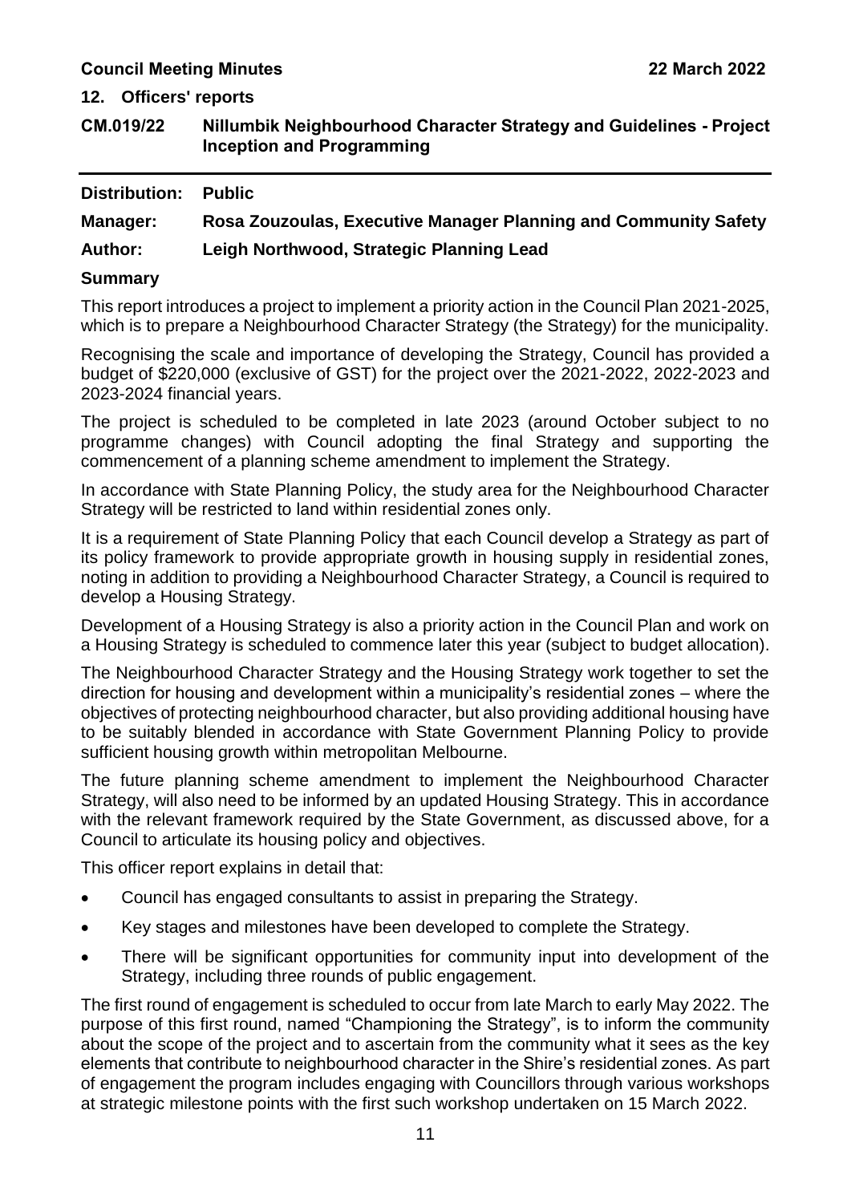## 12. Officers' reports

### CM.019/22 Nillumbik Neighbourhood Character Strategy and Guidelines - Project Inception and Programming

**Distribution:** Public

**Manager:** Rosa Zouzoulas, Executive Manager Planning and Community Safety

**Author:** Leigh Northwood, Strategic Planning Lead

### Summary

This report introduces a project to implement a priority action in the Council Plan 2021-2025, which is to prepare a Neighbourhood Character Strategy (the Strategy) for the municipality.

Recognising the scale and importance of developing the Strategy, Council has provided a budget of $220,000 (exclusive of GST) for the project over the 2021-2022, 2022-2023 and 2023-2024 financial years.

The project is scheduled to be completed in late 2023 (around October subject to no programme changes) with Council adopting the final Strategy and supporting the commencement of a planning scheme amendment to implement the Strategy.

In accordance with State Planning Policy, the study area for the Neighbourhood Character Strategy will be restricted to land within residential zones only.

It is a requirement of State Planning Policy that each Council develop a Strategy as part of its policy framework to provide appropriate growth in housing supply in residential zones, noting in addition to providing a Neighbourhood Character Strategy, a Council is required to develop a Housing Strategy.

Development of a Housing Strategy is also a priority action in the Council Plan and work on a Housing Strategy is scheduled to commence later this year (subject to budget allocation).

The Neighbourhood Character Strategy and the Housing Strategy work together to set the direction for housing and development within a municipality's residential zones – where the objectives of protecting neighbourhood character, but also providing additional housing have to be suitably blended in accordance with State Government Planning Policy to provide sufficient housing growth within metropolitan Melbourne.

The future planning scheme amendment to implement the Neighbourhood Character Strategy, will also need to be informed by an updated Housing Strategy. This in accordance with the relevant framework required by the State Government, as discussed above, for a Council to articulate its housing policy and objectives.

This officer report explains in detail that:

- Council has engaged consultants to assist in preparing the Strategy.
- Key stages and milestones have been developed to complete the Strategy.
- There will be significant opportunities for community input into development of the Strategy, including three rounds of public engagement.

The first round of engagement is scheduled to occur from late March to early May 2022. The purpose of this first round, named "Championing the Strategy", is to inform the community about the scope of the project and to ascertain from the community what it sees as the key elements that contribute to neighbourhood character in the Shire's residential zones. As part of engagement the program includes engaging with Councillors through various workshops at strategic milestone points with the first such workshop undertaken on 15 March 2022.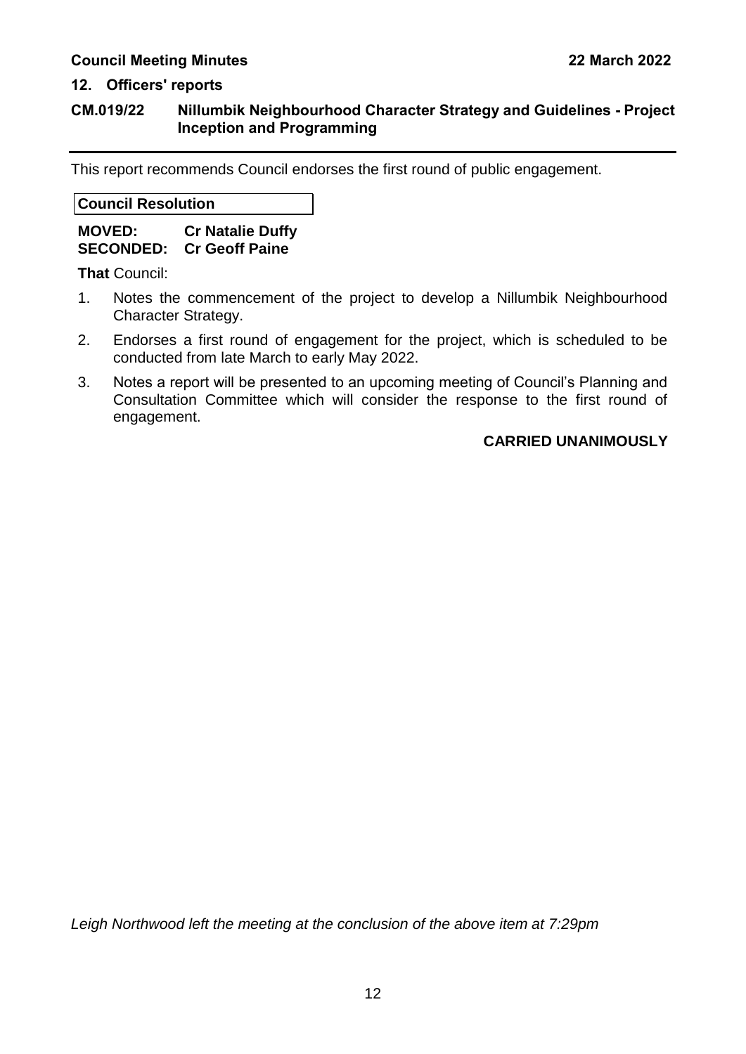## 12. Officers' reports

### CM.019/22 Nillumbik Neighbourhood Character Strategy and Guidelines - Project Inception and Programming

This report recommends Council endorses the first round of public engagement.

**Council Resolution**

**MOVED: Cr Natalie Duffy**
**SECONDED: Cr Geoff Paine**

**That** Council:

1. Notes the commencement of the project to develop a Nillumbik Neighbourhood Character Strategy.
2. Endorses a first round of engagement for the project, which is scheduled to be conducted from late March to early May 2022.
3. Notes a report will be presented to an upcoming meeting of Council's Planning and Consultation Committee which will consider the response to the first round of engagement.

**CARRIED UNANIMOUSLY**

*Leigh Northwood left the meeting at the conclusion of the above item at 7:29pm*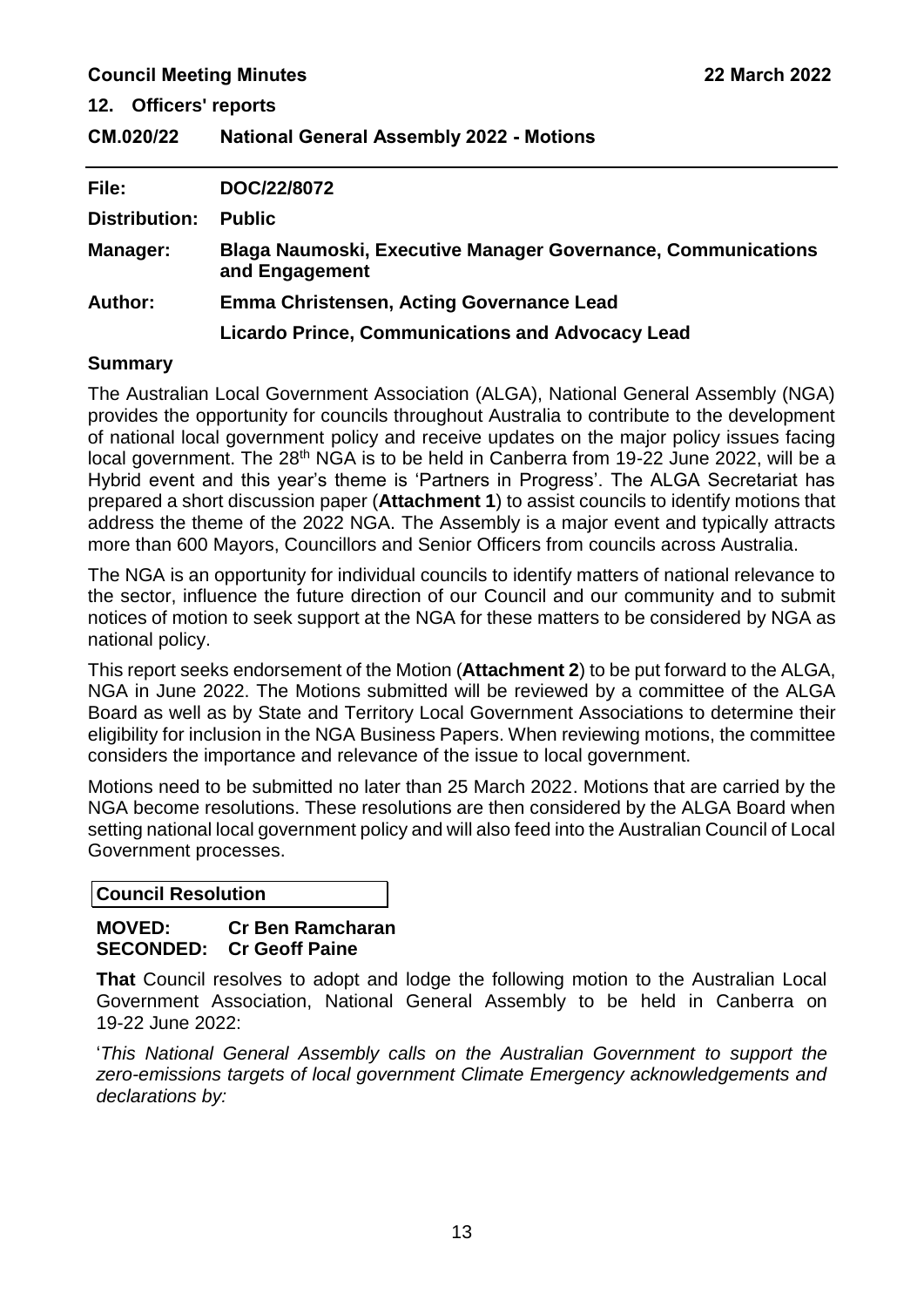**12. Officers' reports**

## CM.020/22 National General Assembly 2022 - Motions

| | |
|---|---|
| **File:** | **DOC/22/8072** |
| **Distribution:** | **Public** |
| **Manager:** | **Blaga Naumoski, Executive Manager Governance, Communications and Engagement** |
| **Author:** | **Emma Christensen, Acting Governance Lead** |
| | **Licardo Prince, Communications and Advocacy Lead** |

### Summary

The Australian Local Government Association (ALGA), National General Assembly (NGA) provides the opportunity for councils throughout Australia to contribute to the development of national local government policy and receive updates on the major policy issues facing local government. The 28th NGA is to be held in Canberra from 19-22 June 2022, will be a Hybrid event and this year's theme is 'Partners in Progress'. The ALGA Secretariat has prepared a short discussion paper (**Attachment 1**) to assist councils to identify motions that address the theme of the 2022 NGA. The Assembly is a major event and typically attracts more than 600 Mayors, Councillors and Senior Officers from councils across Australia.

The NGA is an opportunity for individual councils to identify matters of national relevance to the sector, influence the future direction of our Council and our community and to submit notices of motion to seek support at the NGA for these matters to be considered by NGA as national policy.

This report seeks endorsement of the Motion (**Attachment 2**) to be put forward to the ALGA, NGA in June 2022. The Motions submitted will be reviewed by a committee of the ALGA Board as well as by State and Territory Local Government Associations to determine their eligibility for inclusion in the NGA Business Papers. When reviewing motions, the committee considers the importance and relevance of the issue to local government.

Motions need to be submitted no later than 25 March 2022. Motions that are carried by the NGA become resolutions. These resolutions are then considered by the ALGA Board when setting national local government policy and will also feed into the Australian Council of Local Government processes.

**Council Resolution**

**MOVED: Cr Ben Ramcharan**
**SECONDED: Cr Geoff Paine**

**That** Council resolves to adopt and lodge the following motion to the Australian Local Government Association, National General Assembly to be held in Canberra on 19-22 June 2022:

'*This National General Assembly calls on the Australian Government to support the zero-emissions targets of local government Climate Emergency acknowledgements and declarations by:*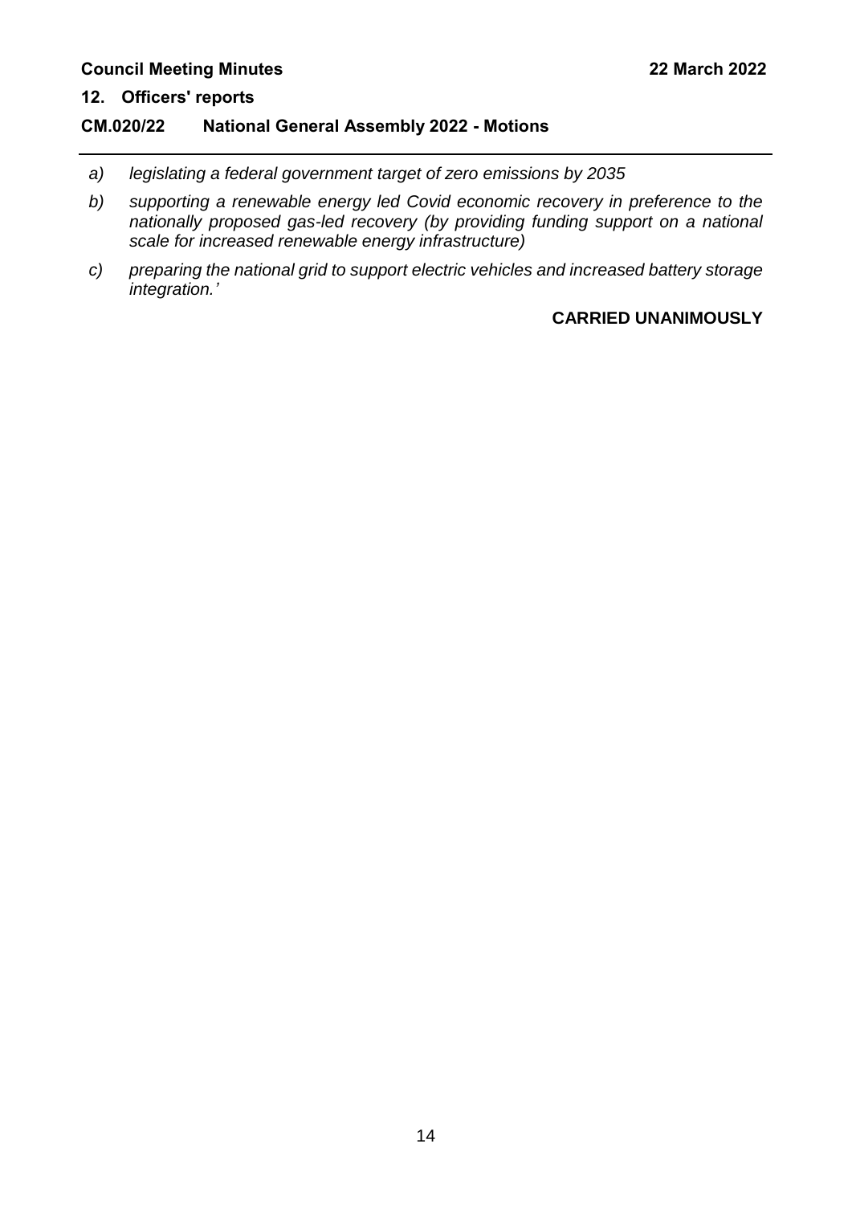*a) legislating a federal government target of zero emissions by 2035*

*b) supporting a renewable energy led Covid economic recovery in preference to the nationally proposed gas-led recovery (by providing funding support on a national scale for increased renewable energy infrastructure)*

*c) preparing the national grid to support electric vehicles and increased battery storage integration.'*

**CARRIED UNANIMOUSLY**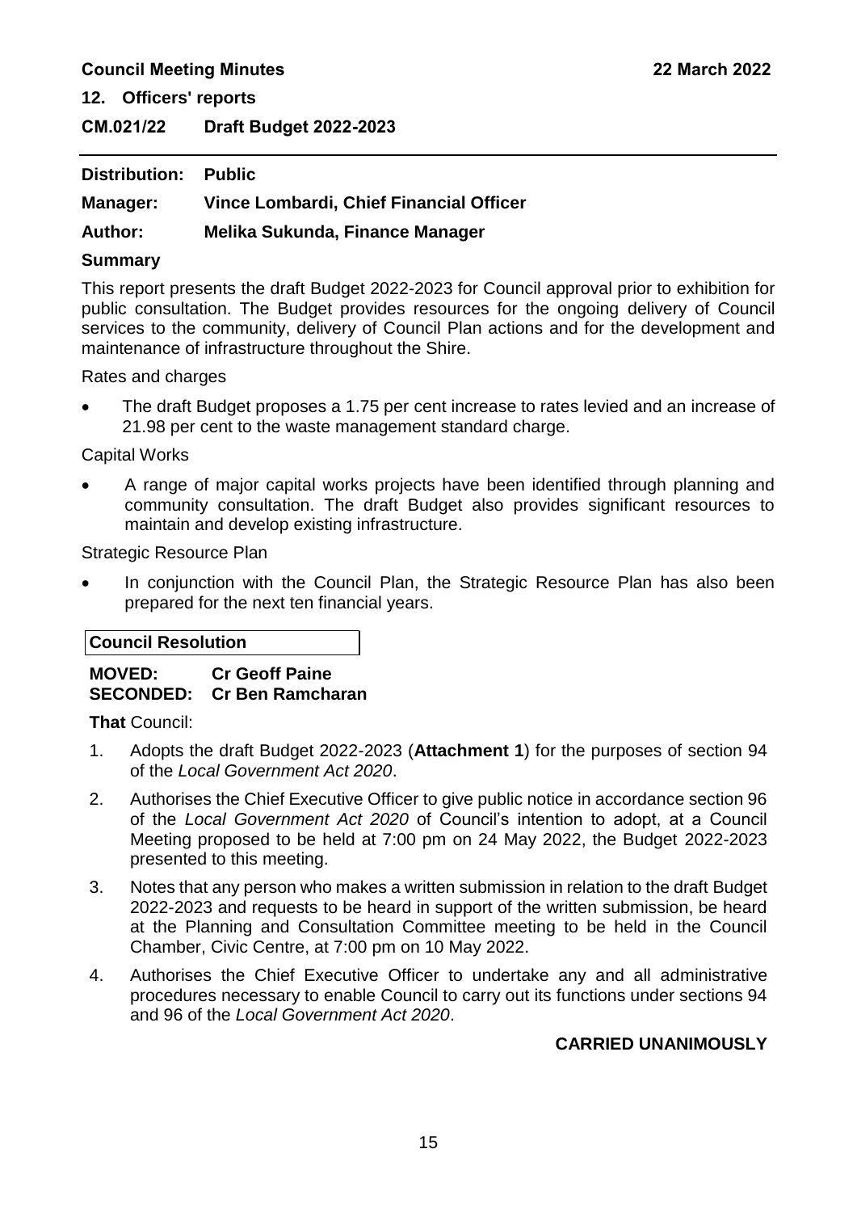## 12. Officers' reports

### CM.021/22 Draft Budget 2022-2023

**Distribution:** Public

**Manager:** Vince Lombardi, Chief Financial Officer

**Author:** Melika Sukunda, Finance Manager

**Summary**

This report presents the draft Budget 2022-2023 for Council approval prior to exhibition for public consultation. The Budget provides resources for the ongoing delivery of Council services to the community, delivery of Council Plan actions and for the development and maintenance of infrastructure throughout the Shire.

Rates and charges

- The draft Budget proposes a 1.75 per cent increase to rates levied and an increase of 21.98 per cent to the waste management standard charge.

Capital Works

- A range of major capital works projects have been identified through planning and community consultation. The draft Budget also provides significant resources to maintain and develop existing infrastructure.

Strategic Resource Plan

- In conjunction with the Council Plan, the Strategic Resource Plan has also been prepared for the next ten financial years.

**Council Resolution**

**MOVED:** Cr Geoff Paine
**SECONDED:** Cr Ben Ramcharan

**That** Council:

1. Adopts the draft Budget 2022-2023 (**Attachment 1**) for the purposes of section 94 of the *Local Government Act 2020*.
2. Authorises the Chief Executive Officer to give public notice in accordance section 96 of the *Local Government Act 2020* of Council's intention to adopt, at a Council Meeting proposed to be held at 7:00 pm on 24 May 2022, the Budget 2022-2023 presented to this meeting.
3. Notes that any person who makes a written submission in relation to the draft Budget 2022-2023 and requests to be heard in support of the written submission, be heard at the Planning and Consultation Committee meeting to be held in the Council Chamber, Civic Centre, at 7:00 pm on 10 May 2022.
4. Authorises the Chief Executive Officer to undertake any and all administrative procedures necessary to enable Council to carry out its functions under sections 94 and 96 of the *Local Government Act 2020*.

**CARRIED UNANIMOUSLY**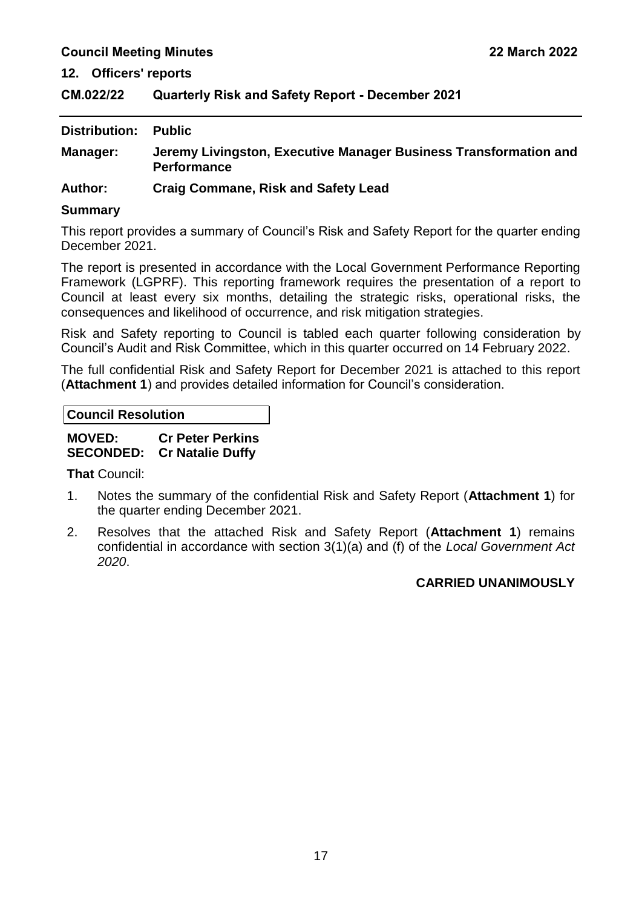## 12. Officers' reports

### CM.022/22 Quarterly Risk and Safety Report - December 2021

---

**Distribution:** **Public**

**Manager:** **Jeremy Livingston, Executive Manager Business Transformation and Performance**

**Author:** **Craig Commane, Risk and Safety Lead**

**Summary**

This report provides a summary of Council's Risk and Safety Report for the quarter ending December 2021.

The report is presented in accordance with the Local Government Performance Reporting Framework (LGPRF). This reporting framework requires the presentation of a report to Council at least every six months, detailing the strategic risks, operational risks, the consequences and likelihood of occurrence, and risk mitigation strategies.

Risk and Safety reporting to Council is tabled each quarter following consideration by Council's Audit and Risk Committee, which in this quarter occurred on 14 February 2022.

The full confidential Risk and Safety Report for December 2021 is attached to this report (**Attachment 1**) and provides detailed information for Council's consideration.

**Council Resolution**

**MOVED:** **Cr Peter Perkins**
**SECONDED:** **Cr Natalie Duffy**

**That** Council:

1. Notes the summary of the confidential Risk and Safety Report (**Attachment 1**) for the quarter ending December 2021.
2. Resolves that the attached Risk and Safety Report (**Attachment 1**) remains confidential in accordance with section 3(1)(a) and (f) of the *Local Government Act 2020*.

**CARRIED UNANIMOUSLY**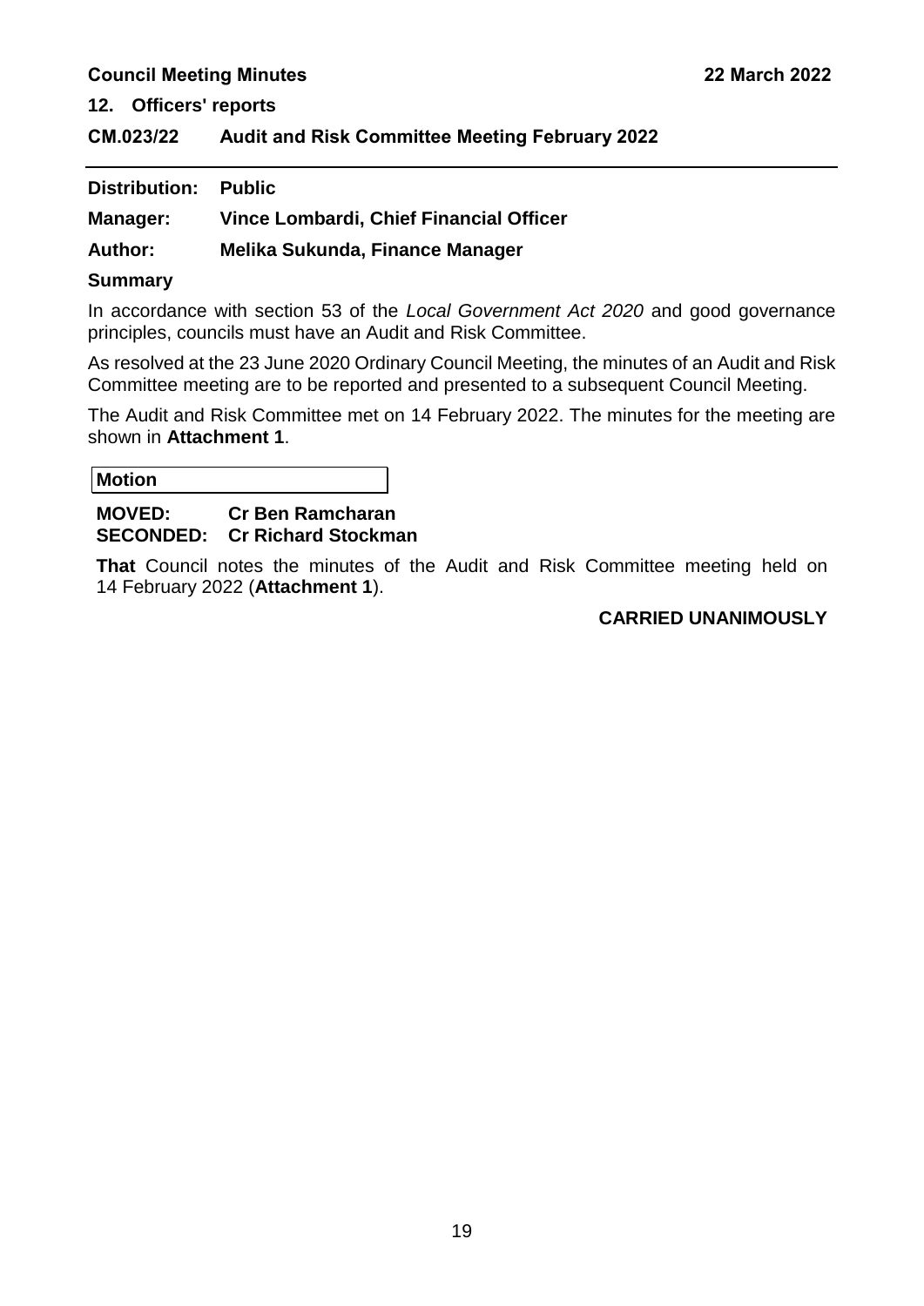## 12. Officers' reports

### CM.023/22 Audit and Risk Committee Meeting February 2022

**Distribution:** **Public**

**Manager:** **Vince Lombardi, Chief Financial Officer**

**Author:** **Melika Sukunda, Finance Manager**

**Summary**

In accordance with section 53 of the *Local Government Act 2020* and good governance principles, councils must have an Audit and Risk Committee.

As resolved at the 23 June 2020 Ordinary Council Meeting, the minutes of an Audit and Risk Committee meeting are to be reported and presented to a subsequent Council Meeting.

The Audit and Risk Committee met on 14 February 2022. The minutes for the meeting are shown in **Attachment 1**.

**Motion**

**MOVED:** **Cr Ben Ramcharan**
**SECONDED:** **Cr Richard Stockman**

**That** Council notes the minutes of the Audit and Risk Committee meeting held on 14 February 2022 (**Attachment 1**).

**CARRIED UNANIMOUSLY**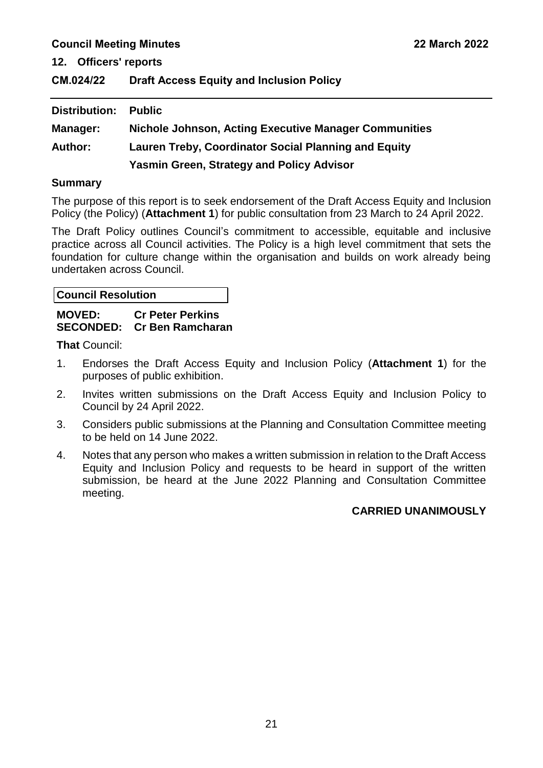## 12. Officers' reports

### CM.024/22 Draft Access Equity and Inclusion Policy

**Distribution:** Public

**Manager:** Nichole Johnson, Acting Executive Manager Communities

**Author:** Lauren Treby, Coordinator Social Planning and Equity

Yasmin Green, Strategy and Policy Advisor

**Summary**

The purpose of this report is to seek endorsement of the Draft Access Equity and Inclusion Policy (the Policy) (**Attachment 1**) for public consultation from 23 March to 24 April 2022.

The Draft Policy outlines Council's commitment to accessible, equitable and inclusive practice across all Council activities. The Policy is a high level commitment that sets the foundation for culture change within the organisation and builds on work already being undertaken across Council.

**Council Resolution**

**MOVED:** Cr Peter Perkins
**SECONDED:** Cr Ben Ramcharan

**That** Council:

1. Endorses the Draft Access Equity and Inclusion Policy (**Attachment 1**) for the purposes of public exhibition.
2. Invites written submissions on the Draft Access Equity and Inclusion Policy to Council by 24 April 2022.
3. Considers public submissions at the Planning and Consultation Committee meeting to be held on 14 June 2022.
4. Notes that any person who makes a written submission in relation to the Draft Access Equity and Inclusion Policy and requests to be heard in support of the written submission, be heard at the June 2022 Planning and Consultation Committee meeting.

**CARRIED UNANIMOUSLY**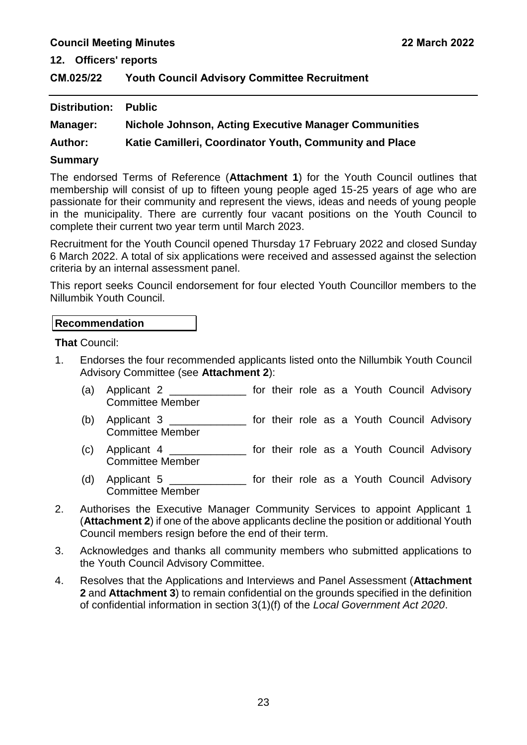**12. Officers' reports**

## CM.025/22 Youth Council Advisory Committee Recruitment

**Distribution:** **Public**

**Manager:** **Nichole Johnson, Acting Executive Manager Communities**

**Author:** **Katie Camilleri, Coordinator Youth, Community and Place**

### Summary

The endorsed Terms of Reference (**Attachment 1**) for the Youth Council outlines that membership will consist of up to fifteen young people aged 15-25 years of age who are passionate for their community and represent the views, ideas and needs of young people in the municipality. There are currently four vacant positions on the Youth Council to complete their current two year term until March 2023.

Recruitment for the Youth Council opened Thursday 17 February 2022 and closed Sunday 6 March 2022. A total of six applications were received and assessed against the selection criteria by an internal assessment panel.

This report seeks Council endorsement for four elected Youth Councillor members to the Nillumbik Youth Council.

**Recommendation**

**That** Council:

1. Endorses the four recommended applicants listed onto the Nillumbik Youth Council Advisory Committee (see **Attachment 2**):
   (a) Applicant 2 _____________ for their role as a Youth Council Advisory Committee Member
   (b) Applicant 3 _____________ for their role as a Youth Council Advisory Committee Member
   (c) Applicant 4 _____________ for their role as a Youth Council Advisory Committee Member
   (d) Applicant 5 _____________ for their role as a Youth Council Advisory Committee Member
2. Authorises the Executive Manager Community Services to appoint Applicant 1 (**Attachment 2**) if one of the above applicants decline the position or additional Youth Council members resign before the end of their term.
3. Acknowledges and thanks all community members who submitted applications to the Youth Council Advisory Committee.
4. Resolves that the Applications and Interviews and Panel Assessment (**Attachment 2** and **Attachment 3**) to remain confidential on the grounds specified in the definition of confidential information in section 3(1)(f) of the *Local Government Act 2020*.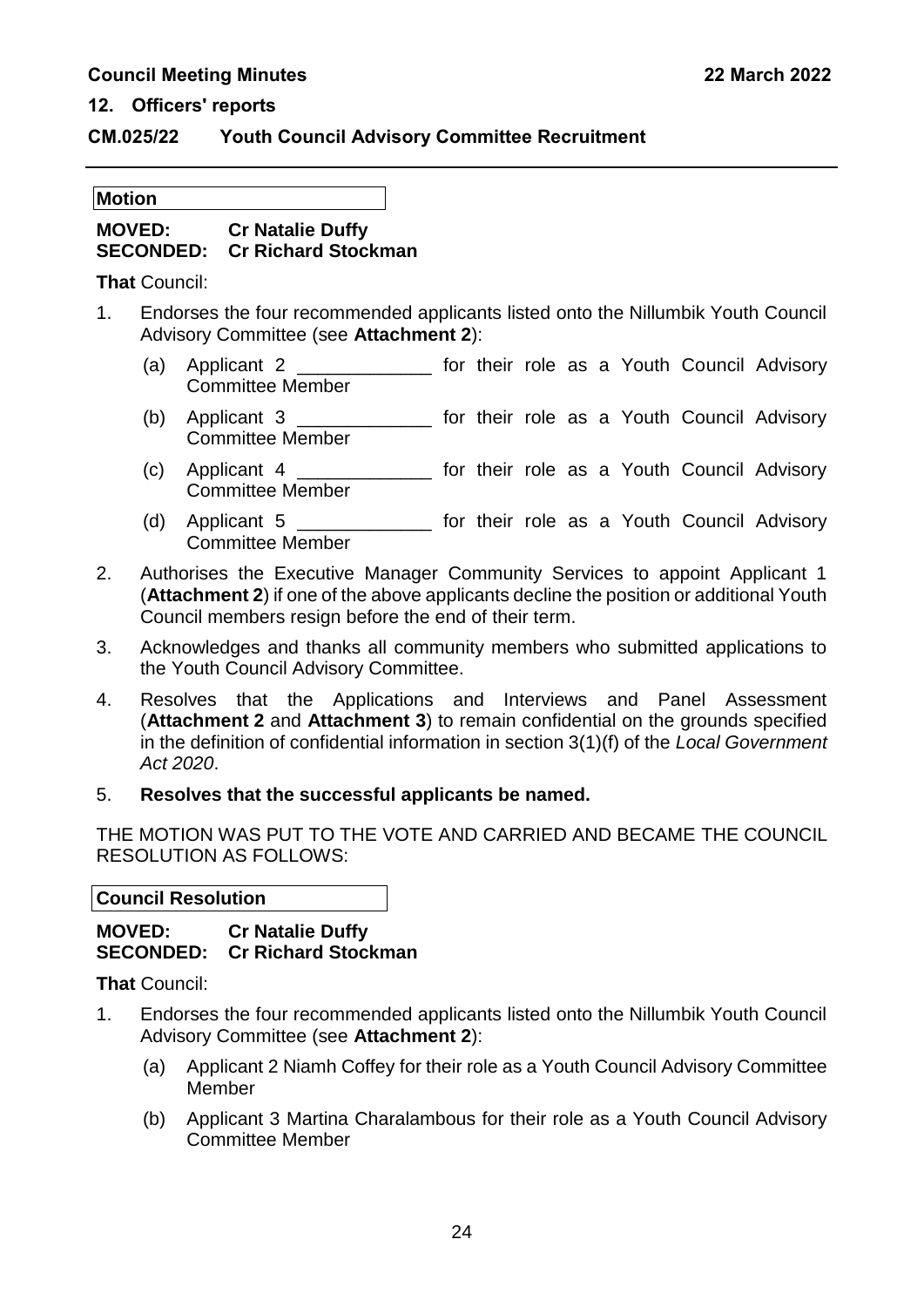## 12. Officers' reports

### CM.025/22 Youth Council Advisory Committee Recruitment

**Motion**

**MOVED: Cr Natalie Duffy**
**SECONDED: Cr Richard Stockman**

**That** Council:

1. Endorses the four recommended applicants listed onto the Nillumbik Youth Council Advisory Committee (see **Attachment 2**):
   (a) Applicant 2 _____________ for their role as a Youth Council Advisory Committee Member
   (b) Applicant 3 _____________ for their role as a Youth Council Advisory Committee Member
   (c) Applicant 4 _____________ for their role as a Youth Council Advisory Committee Member
   (d) Applicant 5 _____________ for their role as a Youth Council Advisory Committee Member
2. Authorises the Executive Manager Community Services to appoint Applicant 1 (**Attachment 2**) if one of the above applicants decline the position or additional Youth Council members resign before the end of their term.
3. Acknowledges and thanks all community members who submitted applications to the Youth Council Advisory Committee.
4. Resolves that the Applications and Interviews and Panel Assessment (**Attachment 2** and **Attachment 3**) to remain confidential on the grounds specified in the definition of confidential information in section 3(1)(f) of the *Local Government Act 2020*.
5. **Resolves that the successful applicants be named.**

THE MOTION WAS PUT TO THE VOTE AND CARRIED AND BECAME THE COUNCIL RESOLUTION AS FOLLOWS:

**Council Resolution**

**MOVED: Cr Natalie Duffy**
**SECONDED: Cr Richard Stockman**

**That** Council:

1. Endorses the four recommended applicants listed onto the Nillumbik Youth Council Advisory Committee (see **Attachment 2**):
   (a) Applicant 2 Niamh Coffey for their role as a Youth Council Advisory Committee Member
   (b) Applicant 3 Martina Charalambous for their role as a Youth Council Advisory Committee Member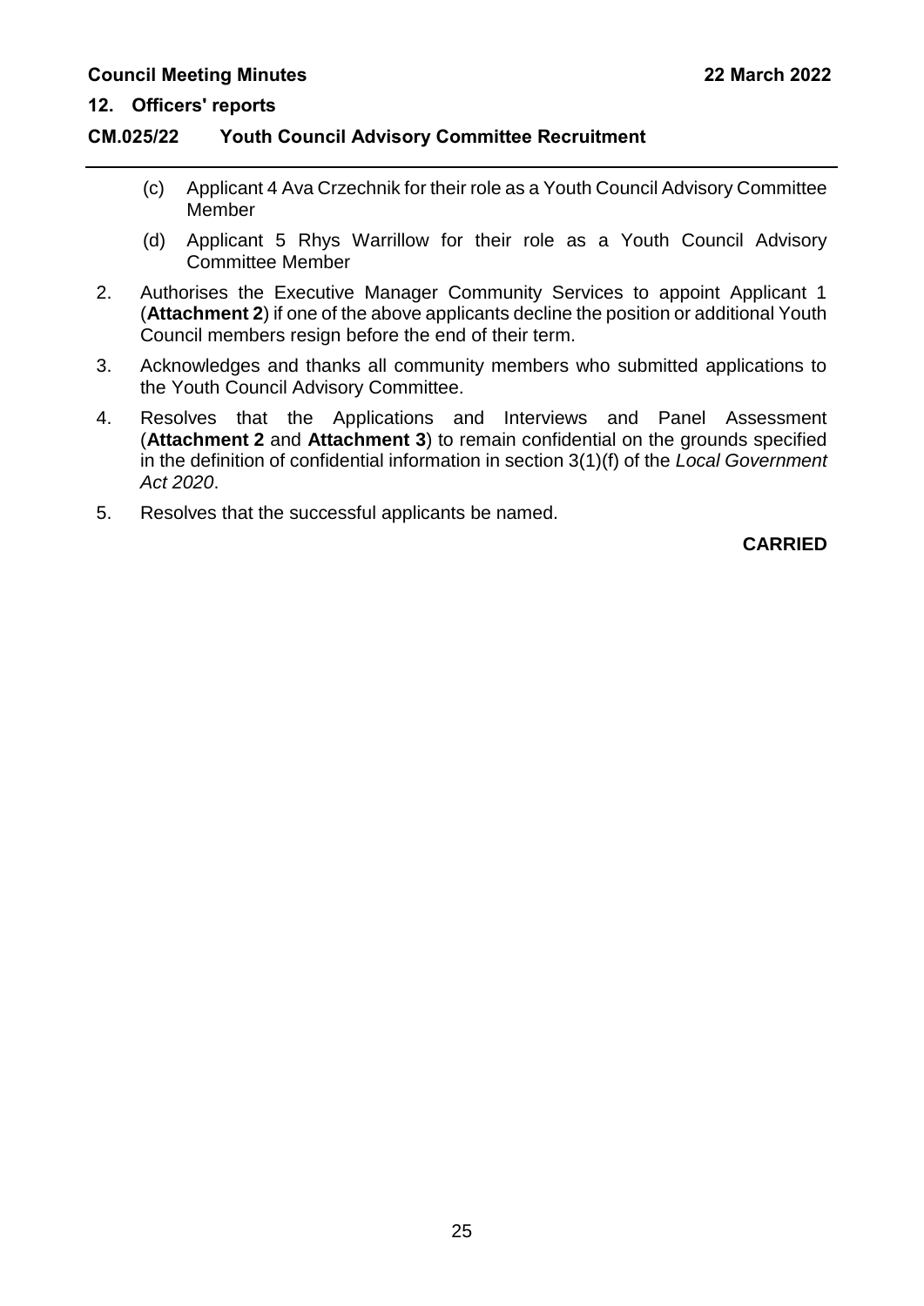(c) Applicant 4 Ava Crzechnik for their role as a Youth Council Advisory Committee Member

(d) Applicant 5 Rhys Warrillow for their role as a Youth Council Advisory Committee Member

2. Authorises the Executive Manager Community Services to appoint Applicant 1 (**Attachment 2**) if one of the above applicants decline the position or additional Youth Council members resign before the end of their term.

3. Acknowledges and thanks all community members who submitted applications to the Youth Council Advisory Committee.

4. Resolves that the Applications and Interviews and Panel Assessment (**Attachment 2** and **Attachment 3**) to remain confidential on the grounds specified in the definition of confidential information in section 3(1)(f) of the *Local Government Act 2020*.

5. Resolves that the successful applicants be named.

**CARRIED**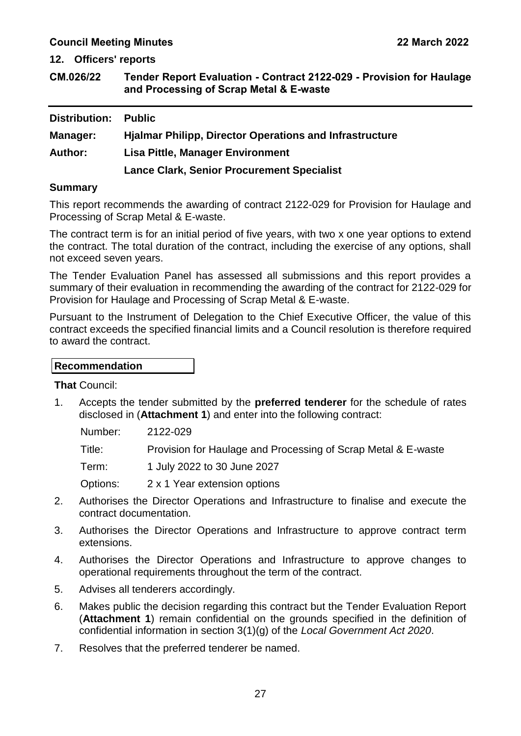## 12. Officers' reports

### CM.026/22 Tender Report Evaluation - Contract 2122-029 - Provision for Haulage and Processing of Scrap Metal & E-waste

**Distribution:** Public

**Manager:** Hjalmar Philipp, Director Operations and Infrastructure

**Author:** Lisa Pittle, Manager Environment

Lance Clark, Senior Procurement Specialist

**Summary**

This report recommends the awarding of contract 2122-029 for Provision for Haulage and Processing of Scrap Metal & E-waste.

The contract term is for an initial period of five years, with two x one year options to extend the contract. The total duration of the contract, including the exercise of any options, shall not exceed seven years.

The Tender Evaluation Panel has assessed all submissions and this report provides a summary of their evaluation in recommending the awarding of the contract for 2122-029 for Provision for Haulage and Processing of Scrap Metal & E-waste.

Pursuant to the Instrument of Delegation to the Chief Executive Officer, the value of this contract exceeds the specified financial limits and a Council resolution is therefore required to award the contract.

**Recommendation**

**That** Council:

1. Accepts the tender submitted by the **preferred tenderer** for the schedule of rates disclosed in (**Attachment 1**) and enter into the following contract:

   Number: 2122-029

   Title: Provision for Haulage and Processing of Scrap Metal & E-waste

   Term: 1 July 2022 to 30 June 2027

   Options: 2 x 1 Year extension options

2. Authorises the Director Operations and Infrastructure to finalise and execute the contract documentation.
3. Authorises the Director Operations and Infrastructure to approve contract term extensions.
4. Authorises the Director Operations and Infrastructure to approve changes to operational requirements throughout the term of the contract.
5. Advises all tenderers accordingly.
6. Makes public the decision regarding this contract but the Tender Evaluation Report (**Attachment 1**) remain confidential on the grounds specified in the definition of confidential information in section 3(1)(g) of the *Local Government Act 2020*.
7. Resolves that the preferred tenderer be named.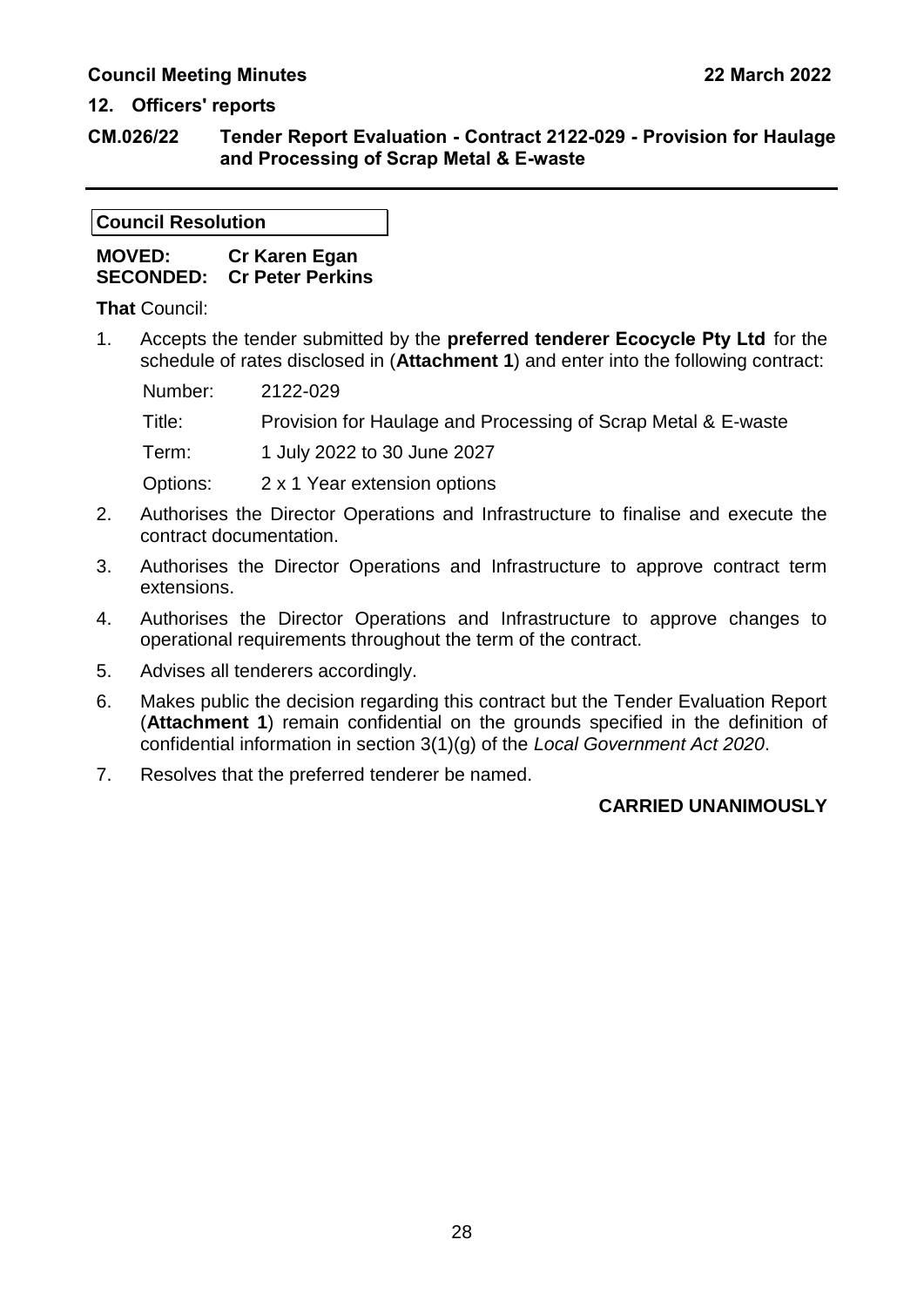## 12. Officers' reports

### CM.026/22 Tender Report Evaluation - Contract 2122-029 - Provision for Haulage and Processing of Scrap Metal & E-waste

**Council Resolution**

**MOVED:** **Cr Karen Egan**
**SECONDED:** **Cr Peter Perkins**

**That** Council:

1. Accepts the tender submitted by the **preferred tenderer Ecocycle Pty Ltd** for the schedule of rates disclosed in (**Attachment 1**) and enter into the following contract:

   | | |
   |---|---|
   | Number: | 2122-029 |
   | Title: | Provision for Haulage and Processing of Scrap Metal & E-waste |
   | Term: | 1 July 2022 to 30 June 2027 |
   | Options: | 2 x 1 Year extension options |

2. Authorises the Director Operations and Infrastructure to finalise and execute the contract documentation.
3. Authorises the Director Operations and Infrastructure to approve contract term extensions.
4. Authorises the Director Operations and Infrastructure to approve changes to operational requirements throughout the term of the contract.
5. Advises all tenderers accordingly.
6. Makes public the decision regarding this contract but the Tender Evaluation Report (**Attachment 1**) remain confidential on the grounds specified in the definition of confidential information in section 3(1)(g) of the *Local Government Act 2020*.
7. Resolves that the preferred tenderer be named.

**CARRIED UNANIMOUSLY**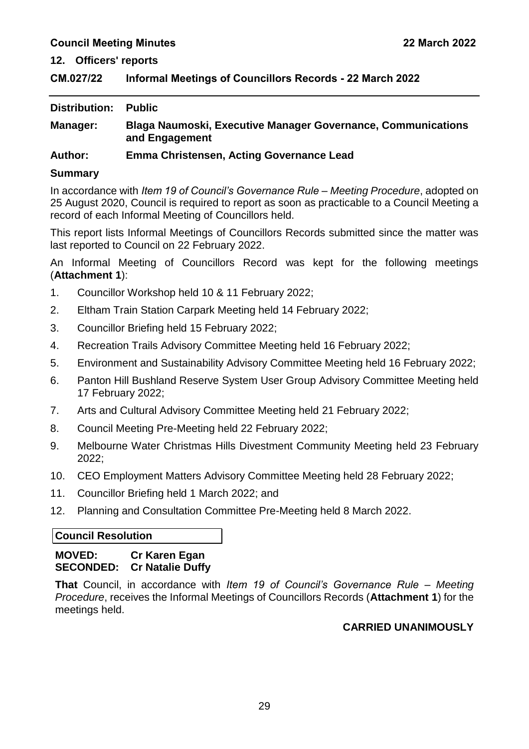## 12. Officers' reports

### CM.027/22 Informal Meetings of Councillors Records - 22 March 2022

**Distribution:** **Public**

**Manager:** **Blaga Naumoski, Executive Manager Governance, Communications and Engagement**

**Author:** **Emma Christensen, Acting Governance Lead**

### Summary

In accordance with *Item 19 of Council's Governance Rule – Meeting Procedure*, adopted on 25 August 2020, Council is required to report as soon as practicable to a Council Meeting a record of each Informal Meeting of Councillors held.

This report lists Informal Meetings of Councillors Records submitted since the matter was last reported to Council on 22 February 2022.

An Informal Meeting of Councillors Record was kept for the following meetings (**Attachment 1**):

1. Councillor Workshop held 10 & 11 February 2022;
2. Eltham Train Station Carpark Meeting held 14 February 2022;
3. Councillor Briefing held 15 February 2022;
4. Recreation Trails Advisory Committee Meeting held 16 February 2022;
5. Environment and Sustainability Advisory Committee Meeting held 16 February 2022;
6. Panton Hill Bushland Reserve System User Group Advisory Committee Meeting held 17 February 2022;
7. Arts and Cultural Advisory Committee Meeting held 21 February 2022;
8. Council Meeting Pre-Meeting held 22 February 2022;
9. Melbourne Water Christmas Hills Divestment Community Meeting held 23 February 2022;
10. CEO Employment Matters Advisory Committee Meeting held 28 February 2022;
11. Councillor Briefing held 1 March 2022; and
12. Planning and Consultation Committee Pre-Meeting held 8 March 2022.

**Council Resolution**

**MOVED:** **Cr Karen Egan**
**SECONDED:** **Cr Natalie Duffy**

**That** Council, in accordance with *Item 19 of Council's Governance Rule – Meeting Procedure*, receives the Informal Meetings of Councillors Records (**Attachment 1**) for the meetings held.

**CARRIED UNANIMOUSLY**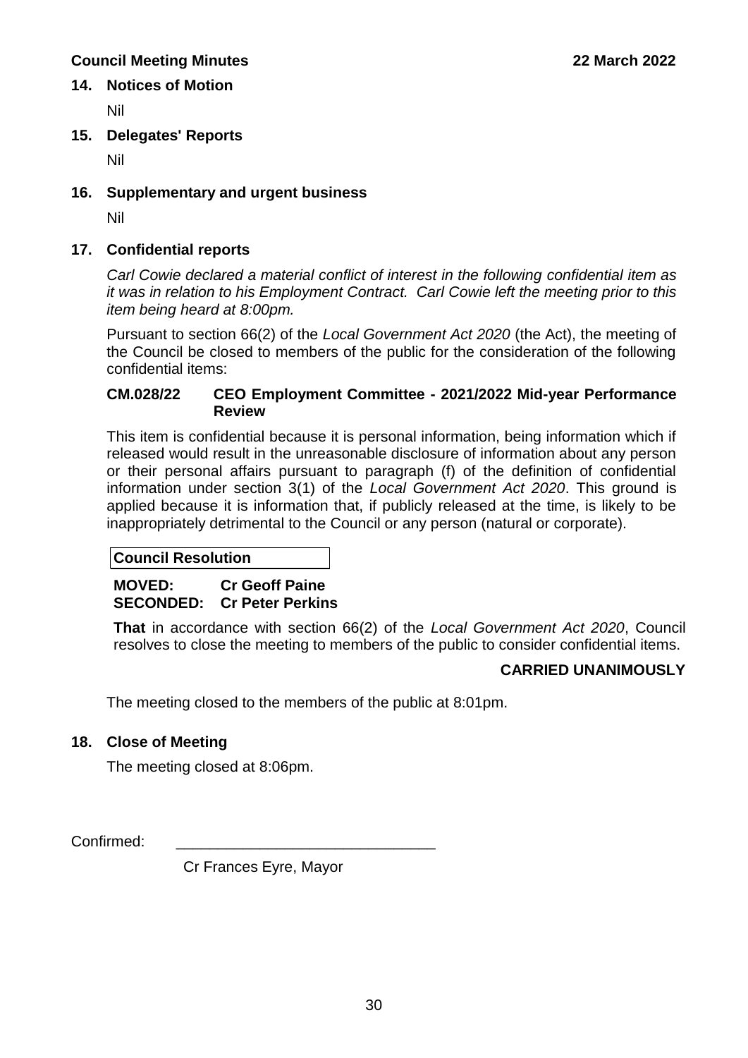## 14. Notices of Motion

Nil

## 15. Delegates' Reports

Nil

## 16. Supplementary and urgent business

Nil

## 17. Confidential reports

*Carl Cowie declared a material conflict of interest in the following confidential item as it was in relation to his Employment Contract. Carl Cowie left the meeting prior to this item being heard at 8:00pm.*

Pursuant to section 66(2) of the *Local Government Act 2020* (the Act), the meeting of the Council be closed to members of the public for the consideration of the following confidential items:

### CM.028/22 CEO Employment Committee - 2021/2022 Mid-year Performance Review

This item is confidential because it is personal information, being information which if released would result in the unreasonable disclosure of information about any person or their personal affairs pursuant to paragraph (f) of the definition of confidential information under section 3(1) of the *Local Government Act 2020*. This ground is applied because it is information that, if publicly released at the time, is likely to be inappropriately detrimental to the Council or any person (natural or corporate).

**Council Resolution**

**MOVED: Cr Geoff Paine**
**SECONDED: Cr Peter Perkins**

**That** in accordance with section 66(2) of the *Local Government Act 2020*, Council resolves to close the meeting to members of the public to consider confidential items.

**CARRIED UNANIMOUSLY**

The meeting closed to the members of the public at 8:01pm.

## 18. Close of Meeting

The meeting closed at 8:06pm.

Confirmed: _______________________________

Cr Frances Eyre, Mayor